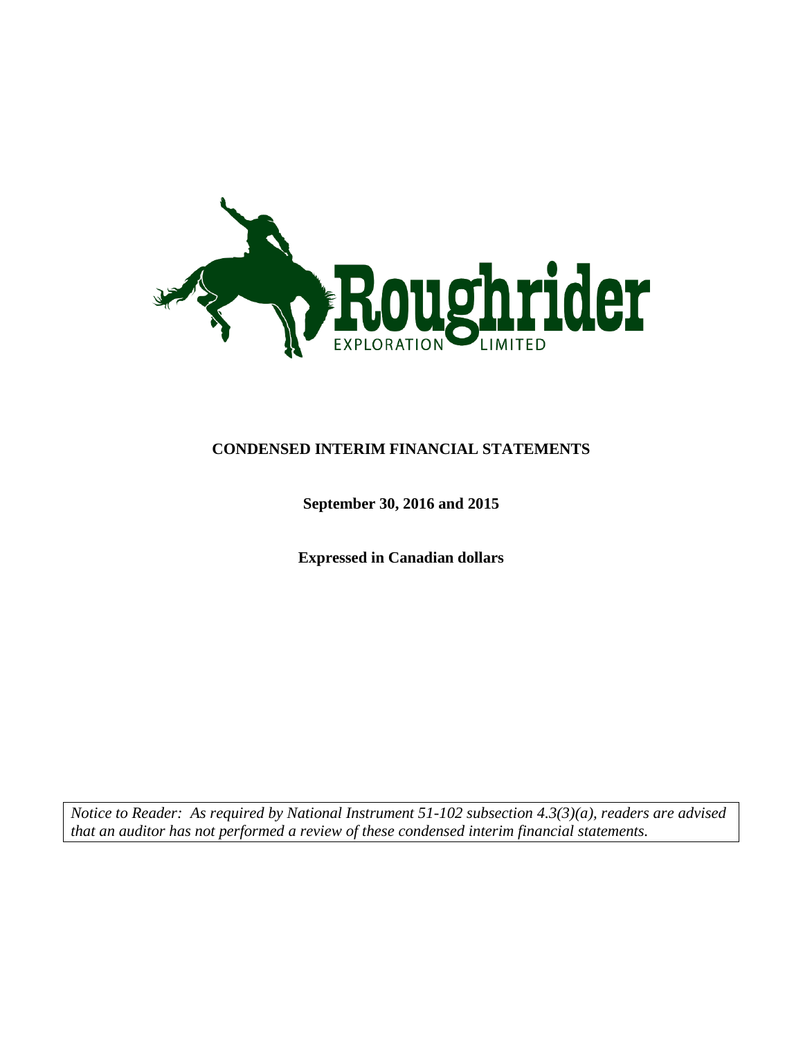Roughrider EXPLORATION LIMITED

# CONDENSED INTERIM FINANCIAL STATEMENTS

**September 30, 2016 and 2015**

**Expressed in Canadian dollars**

*Notice to Reader: As required by National Instrument 51-102 subsection 4.3(3)(a), readers are advised that an auditor has not performed a review of these condensed interim financial statements.*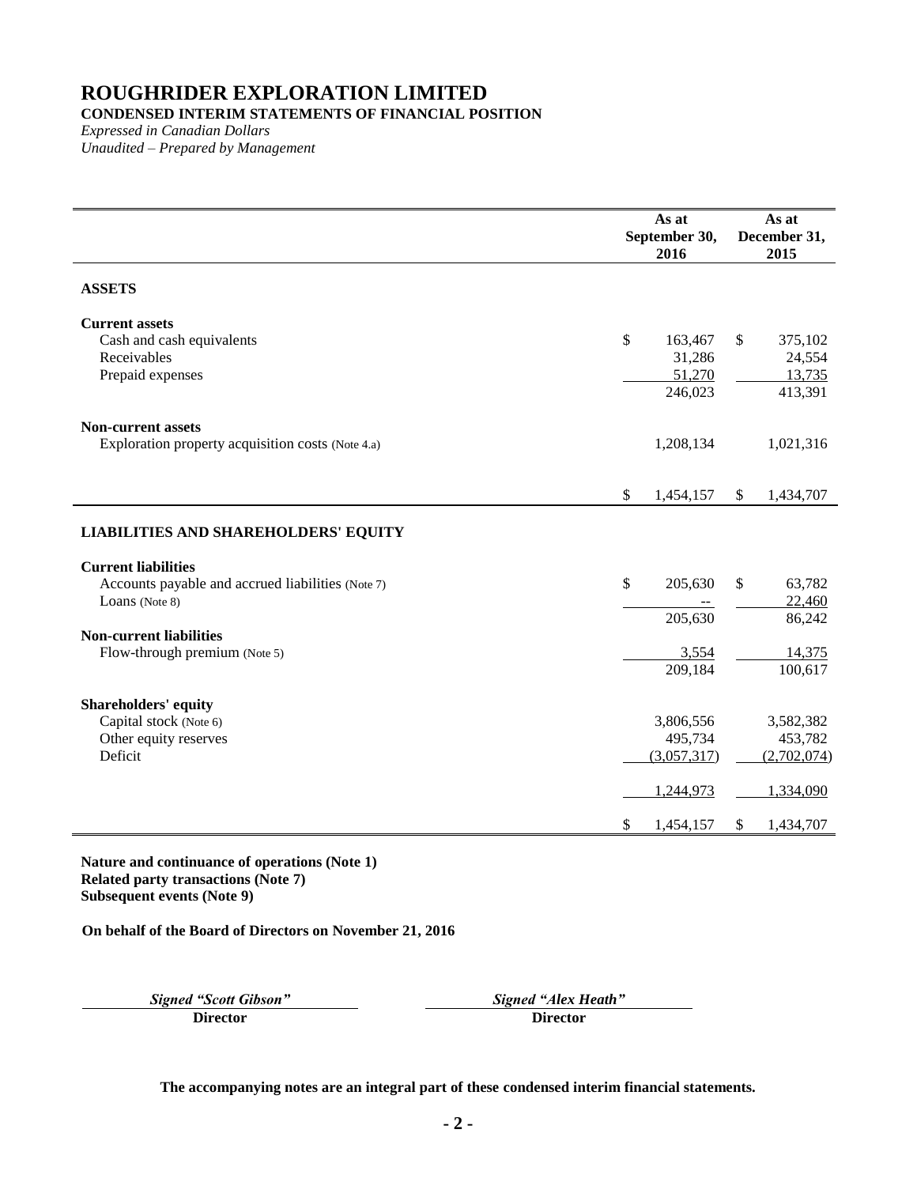# ROUGHRIDER EXPLORATION LIMITED

**CONDENSED INTERIM STATEMENTS OF FINANCIAL POSITION**

*Expressed in Canadian Dollars*

*Unaudited – Prepared by Management*

| | As at September 30, 2016 | As at December 31, 2015 |
|---|---|---|
| **ASSETS** | | |
| **Current assets** | | |
| Cash and cash equivalents | $ 163,467 | $ 375,102 |
| Receivables | 31,286 | 24,554 |
| Prepaid expenses | 51,270 | 13,735 |
| | 246,023 | 413,391 |
| **Non-current assets** | | |
| Exploration property acquisition costs (Note 4.a) | 1,208,134 | 1,021,316 |
| | $ 1,454,157 | $ 1,434,707 |
| **LIABILITIES AND SHAREHOLDERS' EQUITY** | | |
| **Current liabilities** | | |
| Accounts payable and accrued liabilities (Note 7) | $ 205,630 | $ 63,782 |
| Loans (Note 8) | -- | 22,460 |
| | 205,630 | 86,242 |
| **Non-current liabilities** | | |
| Flow-through premium (Note 5) | 3,554 | 14,375 |
| | 209,184 | 100,617 |
| **Shareholders' equity** | | |
| Capital stock (Note 6) | 3,806,556 | 3,582,382 |
| Other equity reserves | 495,734 | 453,782 |
| Deficit | (3,057,317) | (2,702,074) |
| | 1,244,973 | 1,334,090 |
| | $ 1,454,157 | $ 1,434,707 |

**Nature and continuance of operations (Note 1)**
**Related party transactions (Note 7)**
**Subsequent events (Note 9)**

**On behalf of the Board of Directors on November 21, 2016**

| *Signed "Scott Gibson"* | *Signed "Alex Heath"* |
|---|---|
| **Director** | **Director** |

**The accompanying notes are an integral part of these condensed interim financial statements.**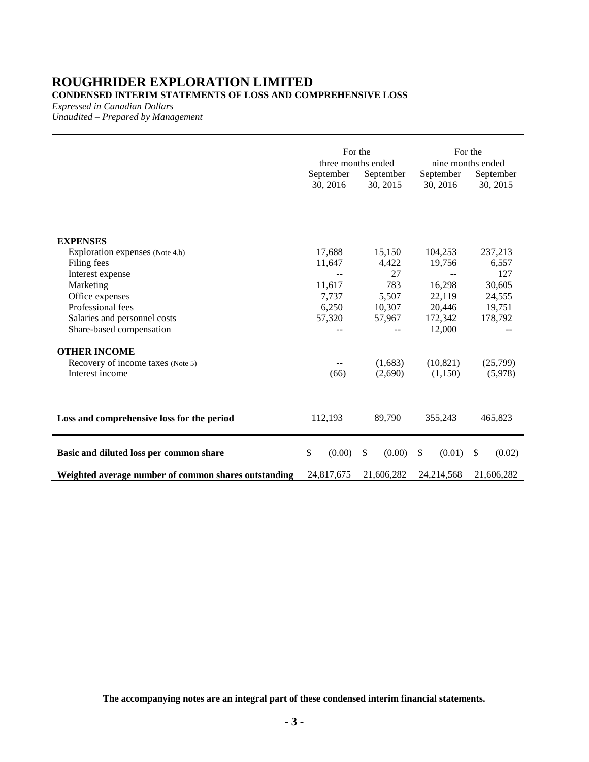# ROUGHRIDER EXPLORATION LIMITED

**CONDENSED INTERIM STATEMENTS OF LOSS AND COMPREHENSIVE LOSS**

*Expressed in Canadian Dollars*
*Unaudited – Prepared by Management*

| | For the three months ended | | For the nine months ended | |
|---|---|---|---|---|
| | September 30, 2016 | September 30, 2015 | September 30, 2016 | September 30, 2015 |
| **EXPENSES** | | | | |
| Exploration expenses (Note 4.b) | 17,688 | 15,150 | 104,253 | 237,213 |
| Filing fees | 11,647 | 4,422 | 19,756 | 6,557 |
| Interest expense | -- | 27 | -- | 127 |
| Marketing | 11,617 | 783 | 16,298 | 30,605 |
| Office expenses | 7,737 | 5,507 | 22,119 | 24,555 |
| Professional fees | 6,250 | 10,307 | 20,446 | 19,751 |
| Salaries and personnel costs | 57,320 | 57,967 | 172,342 | 178,792 |
| Share-based compensation | -- | -- | 12,000 | -- |
| **OTHER INCOME** | | | | |
| Recovery of income taxes (Note 5) | -- | (1,683) | (10,821) | (25,799) |
| Interest income | (66) | (2,690) | (1,150) | (5,978) |
| **Loss and comprehensive loss for the period** | 112,193 | 89,790 | 355,243 | 465,823 |
| **Basic and diluted loss per common share** | $ (0.00) | $ (0.00) | $ (0.01) | $ (0.02) |
| **Weighted average number of common shares outstanding** | 24,817,675 | 21,606,282 | 24,214,568 | 21,606,282 |

**The accompanying notes are an integral part of these condensed interim financial statements.**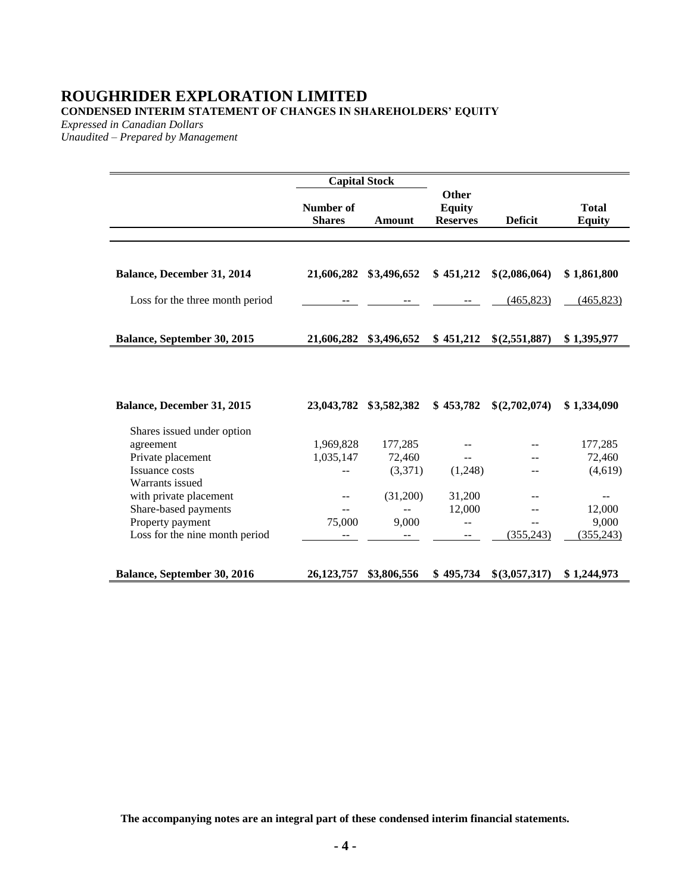# ROUGHRIDER EXPLORATION LIMITED

**CONDENSED INTERIM STATEMENT OF CHANGES IN SHAREHOLDERS' EQUITY**

*Expressed in Canadian Dollars*
*Unaudited – Prepared by Management*

| | Capital Stock | | | | |
|---|---|---|---|---|---|
| | **Number of Shares** | **Amount** | **Other Equity Reserves** | **Deficit** | **Total Equity** |
| **Balance, December 31, 2014** | **21,606,282** | **\$3,496,652** | **\$ 451,212** | **\$(2,086,064)** | **\$ 1,861,800** |
| Loss for the three month period | -- | -- | -- | (465,823) | (465,823) |
| **Balance, September 30, 2015** | **21,606,282** | **\$3,496,652** | **\$ 451,212** | **\$(2,551,887)** | **\$ 1,395,977** |
| | | | | | |
| **Balance, December 31, 2015** | **23,043,782** | **\$3,582,382** | **\$ 453,782** | **\$(2,702,074)** | **\$ 1,334,090** |
| Shares issued under option agreement | 1,969,828 | 177,285 | -- | -- | 177,285 |
| Private placement | 1,035,147 | 72,460 | -- | -- | 72,460 |
| Issuance costs | -- | (3,371) | (1,248) | -- | (4,619) |
| Warrants issued with private placement | -- | (31,200) | 31,200 | -- | -- |
| Share-based payments | -- | -- | 12,000 | -- | 12,000 |
| Property payment | 75,000 | 9,000 | -- | -- | 9,000 |
| Loss for the nine month period | -- | -- | -- | (355,243) | (355,243) |
| **Balance, September 30, 2016** | **26,123,757** | **\$3,806,556** | **\$ 495,734** | **\$(3,057,317)** | **\$ 1,244,973** |

**The accompanying notes are an integral part of these condensed interim financial statements.**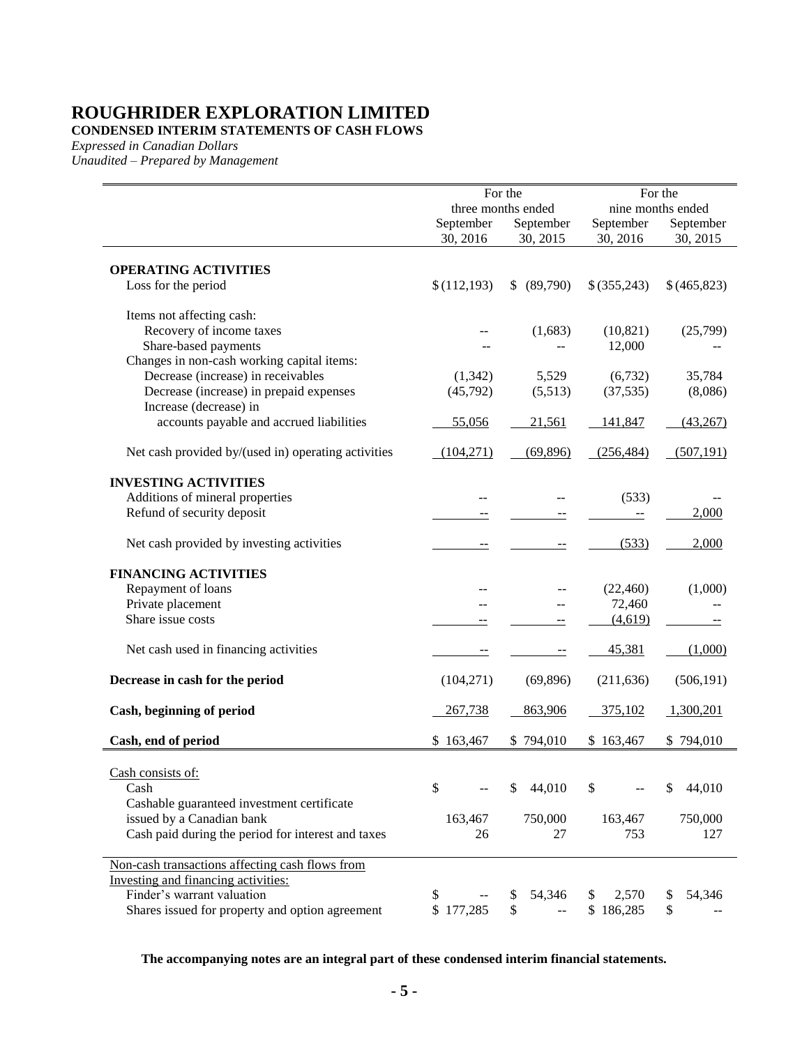# ROUGHRIDER EXPLORATION LIMITED

**CONDENSED INTERIM STATEMENTS OF CASH FLOWS**

*Expressed in Canadian Dollars*

*Unaudited – Prepared by Management*

| | For the three months ended | | For the nine months ended | |
|---|---|---|---|---|
| | September 30, 2016 | September 30, 2015 | September 30, 2016 | September 30, 2015 |
| **OPERATING ACTIVITIES** | | | | |
| Loss for the period | $ (112,193) | $ (89,790) | $ (355,243) | $ (465,823) |
| Items not affecting cash: | | | | |
| Recovery of income taxes | -- | (1,683) | (10,821) | (25,799) |
| Share-based payments | -- | -- | 12,000 | -- |
| Changes in non-cash working capital items: | | | | |
| Decrease (increase) in receivables | (1,342) | 5,529 | (6,732) | 35,784 |
| Decrease (increase) in prepaid expenses | (45,792) | (5,513) | (37,535) | (8,086) |
| Increase (decrease) in accounts payable and accrued liabilities | 55,056 | 21,561 | 141,847 | (43,267) |
| Net cash provided by/(used in) operating activities | (104,271) | (69,896) | (256,484) | (507,191) |
| **INVESTING ACTIVITIES** | | | | |
| Additions of mineral properties | -- | -- | (533) | -- |
| Refund of security deposit | -- | -- | -- | 2,000 |
| Net cash provided by investing activities | -- | -- | (533) | 2,000 |
| **FINANCING ACTIVITIES** | | | | |
| Repayment of loans | -- | -- | (22,460) | (1,000) |
| Private placement | -- | -- | 72,460 | -- |
| Share issue costs | -- | -- | (4,619) | -- |
| Net cash used in financing activities | -- | -- | 45,381 | (1,000) |
| **Decrease in cash for the period** | (104,271) | (69,896) | (211,636) | (506,191) |
| **Cash, beginning of period** | 267,738 | 863,906 | 375,102 | 1,300,201 |
| **Cash, end of period** | $ 163,467 | $ 794,010 | $ 163,467 | $ 794,010 |
| Cash consists of: | | | | |
| Cash | $ -- | $ 44,010 | $ -- | $ 44,010 |
| Cashable guaranteed investment certificate issued by a Canadian bank | 163,467 | 750,000 | 163,467 | 750,000 |
| Cash paid during the period for interest and taxes | 26 | 27 | 753 | 127 |
| Non-cash transactions affecting cash flows from Investing and financing activities: | | | | |
| Finder's warrant valuation | $ -- | $ 54,346 | $ 2,570 | $ 54,346 |
| Shares issued for property and option agreement | $ 177,285 | $ -- | $ 186,285 | $ -- |

**The accompanying notes are an integral part of these condensed interim financial statements.**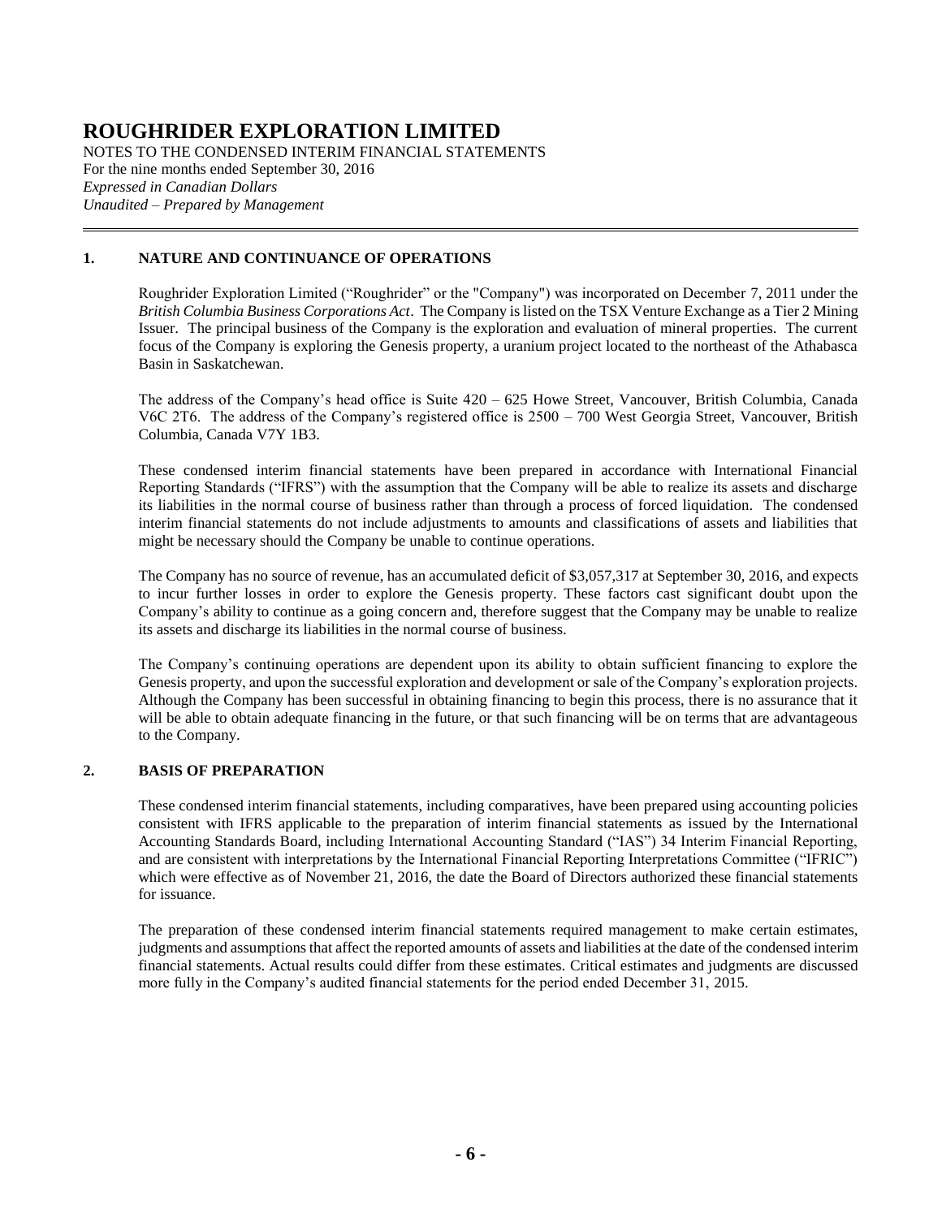# ROUGHRIDER EXPLORATION LIMITED

NOTES TO THE CONDENSED INTERIM FINANCIAL STATEMENTS
For the nine months ended September 30, 2016
*Expressed in Canadian Dollars*
*Unaudited – Prepared by Management*

## 1. NATURE AND CONTINUANCE OF OPERATIONS

Roughrider Exploration Limited ("Roughrider" or the "Company") was incorporated on December 7, 2011 under the *British Columbia Business Corporations Act*. The Company is listed on the TSX Venture Exchange as a Tier 2 Mining Issuer. The principal business of the Company is the exploration and evaluation of mineral properties. The current focus of the Company is exploring the Genesis property, a uranium project located to the northeast of the Athabasca Basin in Saskatchewan.

The address of the Company's head office is Suite 420 – 625 Howe Street, Vancouver, British Columbia, Canada V6C 2T6. The address of the Company's registered office is 2500 – 700 West Georgia Street, Vancouver, British Columbia, Canada V7Y 1B3.

These condensed interim financial statements have been prepared in accordance with International Financial Reporting Standards ("IFRS") with the assumption that the Company will be able to realize its assets and discharge its liabilities in the normal course of business rather than through a process of forced liquidation. The condensed interim financial statements do not include adjustments to amounts and classifications of assets and liabilities that might be necessary should the Company be unable to continue operations.

The Company has no source of revenue, has an accumulated deficit of $3,057,317 at September 30, 2016, and expects to incur further losses in order to explore the Genesis property. These factors cast significant doubt upon the Company's ability to continue as a going concern and, therefore suggest that the Company may be unable to realize its assets and discharge its liabilities in the normal course of business.

The Company's continuing operations are dependent upon its ability to obtain sufficient financing to explore the Genesis property, and upon the successful exploration and development or sale of the Company's exploration projects. Although the Company has been successful in obtaining financing to begin this process, there is no assurance that it will be able to obtain adequate financing in the future, or that such financing will be on terms that are advantageous to the Company.

## 2. BASIS OF PREPARATION

These condensed interim financial statements, including comparatives, have been prepared using accounting policies consistent with IFRS applicable to the preparation of interim financial statements as issued by the International Accounting Standards Board, including International Accounting Standard ("IAS") 34 Interim Financial Reporting, and are consistent with interpretations by the International Financial Reporting Interpretations Committee ("IFRIC") which were effective as of November 21, 2016, the date the Board of Directors authorized these financial statements for issuance.

The preparation of these condensed interim financial statements required management to make certain estimates, judgments and assumptions that affect the reported amounts of assets and liabilities at the date of the condensed interim financial statements. Actual results could differ from these estimates. Critical estimates and judgments are discussed more fully in the Company's audited financial statements for the period ended December 31, 2015.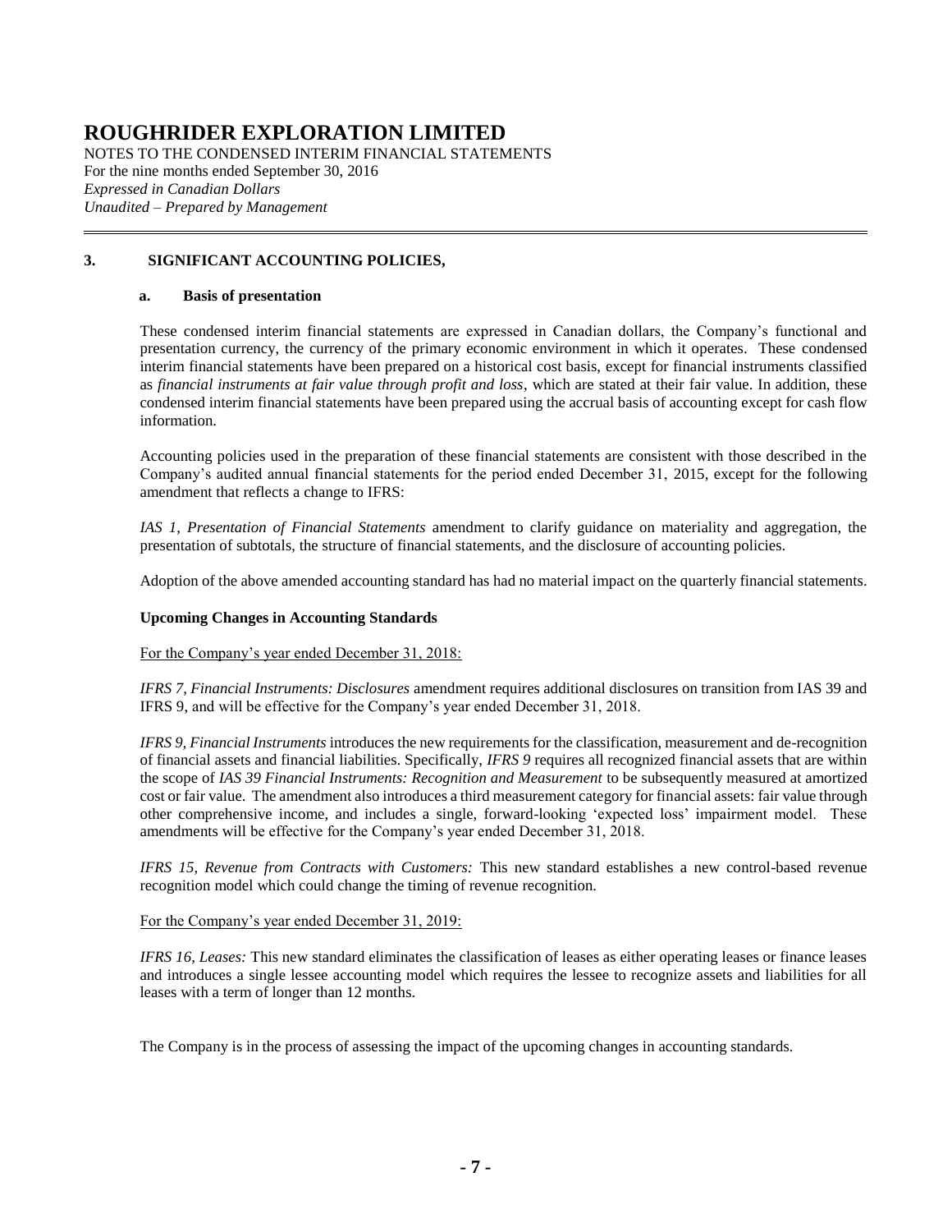## 3. SIGNIFICANT ACCOUNTING POLICIES,

### a. Basis of presentation

These condensed interim financial statements are expressed in Canadian dollars, the Company's functional and presentation currency, the currency of the primary economic environment in which it operates. These condensed interim financial statements have been prepared on a historical cost basis, except for financial instruments classified as *financial instruments at fair value through profit and loss*, which are stated at their fair value. In addition, these condensed interim financial statements have been prepared using the accrual basis of accounting except for cash flow information.

Accounting policies used in the preparation of these financial statements are consistent with those described in the Company's audited annual financial statements for the period ended December 31, 2015, except for the following amendment that reflects a change to IFRS:

*IAS 1, Presentation of Financial Statements* amendment to clarify guidance on materiality and aggregation, the presentation of subtotals, the structure of financial statements, and the disclosure of accounting policies.

Adoption of the above amended accounting standard has had no material impact on the quarterly financial statements.

### Upcoming Changes in Accounting Standards

For the Company's year ended December 31, 2018:

*IFRS 7, Financial Instruments: Disclosures* amendment requires additional disclosures on transition from IAS 39 and IFRS 9, and will be effective for the Company's year ended December 31, 2018.

*IFRS 9, Financial Instruments* introduces the new requirements for the classification, measurement and de-recognition of financial assets and financial liabilities. Specifically, *IFRS 9* requires all recognized financial assets that are within the scope of *IAS 39 Financial Instruments: Recognition and Measurement* to be subsequently measured at amortized cost or fair value. The amendment also introduces a third measurement category for financial assets: fair value through other comprehensive income, and includes a single, forward-looking 'expected loss' impairment model. These amendments will be effective for the Company's year ended December 31, 2018.

*IFRS 15, Revenue from Contracts with Customers:* This new standard establishes a new control-based revenue recognition model which could change the timing of revenue recognition.

For the Company's year ended December 31, 2019:

*IFRS 16, Leases:* This new standard eliminates the classification of leases as either operating leases or finance leases and introduces a single lessee accounting model which requires the lessee to recognize assets and liabilities for all leases with a term of longer than 12 months.

The Company is in the process of assessing the impact of the upcoming changes in accounting standards.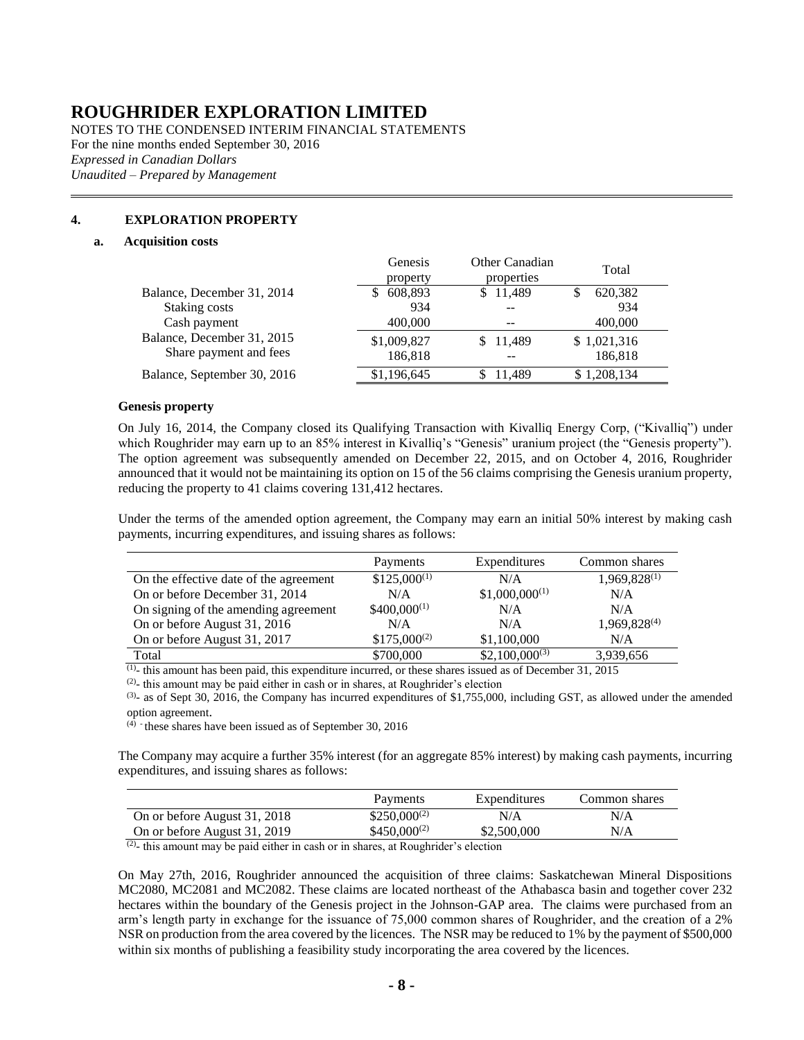# ROUGHRIDER EXPLORATION LIMITED

NOTES TO THE CONDENSED INTERIM FINANCIAL STATEMENTS
For the nine months ended September 30, 2016
*Expressed in Canadian Dollars*
*Unaudited – Prepared by Management*

## 4. EXPLORATION PROPERTY

### a. Acquisition costs

| | Genesis property | Other Canadian properties | Total |
|---|---|---|---|
| Balance, December 31, 2014 | $ 608,893 | $ 11,489 | $ 620,382 |
| Staking costs | 934 | -- | 934 |
| Cash payment | 400,000 | -- | 400,000 |
| Balance, December 31, 2015 | $1,009,827 | $ 11,489 | $ 1,021,316 |
| Share payment and fees | 186,818 | -- | 186,818 |
| Balance, September 30, 2016 | $1,196,645 | $ 11,489 | $ 1,208,134 |

**Genesis property**

On July 16, 2014, the Company closed its Qualifying Transaction with Kivalliq Energy Corp, ("Kivalliq") under which Roughrider may earn up to an 85% interest in Kivalliq's "Genesis" uranium project (the "Genesis property"). The option agreement was subsequently amended on December 22, 2015, and on October 4, 2016, Roughrider announced that it would not be maintaining its option on 15 of the 56 claims comprising the Genesis uranium property, reducing the property to 41 claims covering 131,412 hectares.

Under the terms of the amended option agreement, the Company may earn an initial 50% interest by making cash payments, incurring expenditures, and issuing shares as follows:

| | Payments | Expenditures | Common shares |
|---|---|---|---|
| On the effective date of the agreement | $125,000(1) | N/A | 1,969,828(1) |
| On or before December 31, 2014 | N/A | $1,000,000(1) | N/A |
| On signing of the amending agreement | $400,000(1) | N/A | N/A |
| On or before August 31, 2016 | N/A | N/A | 1,969,828(4) |
| On or before August 31, 2017 | $175,000(2) | $1,100,000 | N/A |
| Total | $700,000 | $2,100,000(3) | 3,939,656 |

(1)- this amount has been paid, this expenditure incurred, or these shares issued as of December 31, 2015

(2)- this amount may be paid either in cash or in shares, at Roughrider's election

(3)- as of Sept 30, 2016, the Company has incurred expenditures of $1,755,000, including GST, as allowed under the amended option agreement.

(4) - these shares have been issued as of September 30, 2016

The Company may acquire a further 35% interest (for an aggregate 85% interest) by making cash payments, incurring expenditures, and issuing shares as follows:

| | Payments | Expenditures | Common shares |
|---|---|---|---|
| On or before August 31, 2018 | $250,000(2) | N/A | N/A |
| On or before August 31, 2019 | $450,000(2) | $2,500,000 | N/A |

(2)- this amount may be paid either in cash or in shares, at Roughrider's election

On May 27th, 2016, Roughrider announced the acquisition of three claims: Saskatchewan Mineral Dispositions MC2080, MC2081 and MC2082. These claims are located northeast of the Athabasca basin and together cover 232 hectares within the boundary of the Genesis project in the Johnson-GAP area. The claims were purchased from an arm's length party in exchange for the issuance of 75,000 common shares of Roughrider, and the creation of a 2% NSR on production from the area covered by the licences. The NSR may be reduced to 1% by the payment of $500,000 within six months of publishing a feasibility study incorporating the area covered by the licences.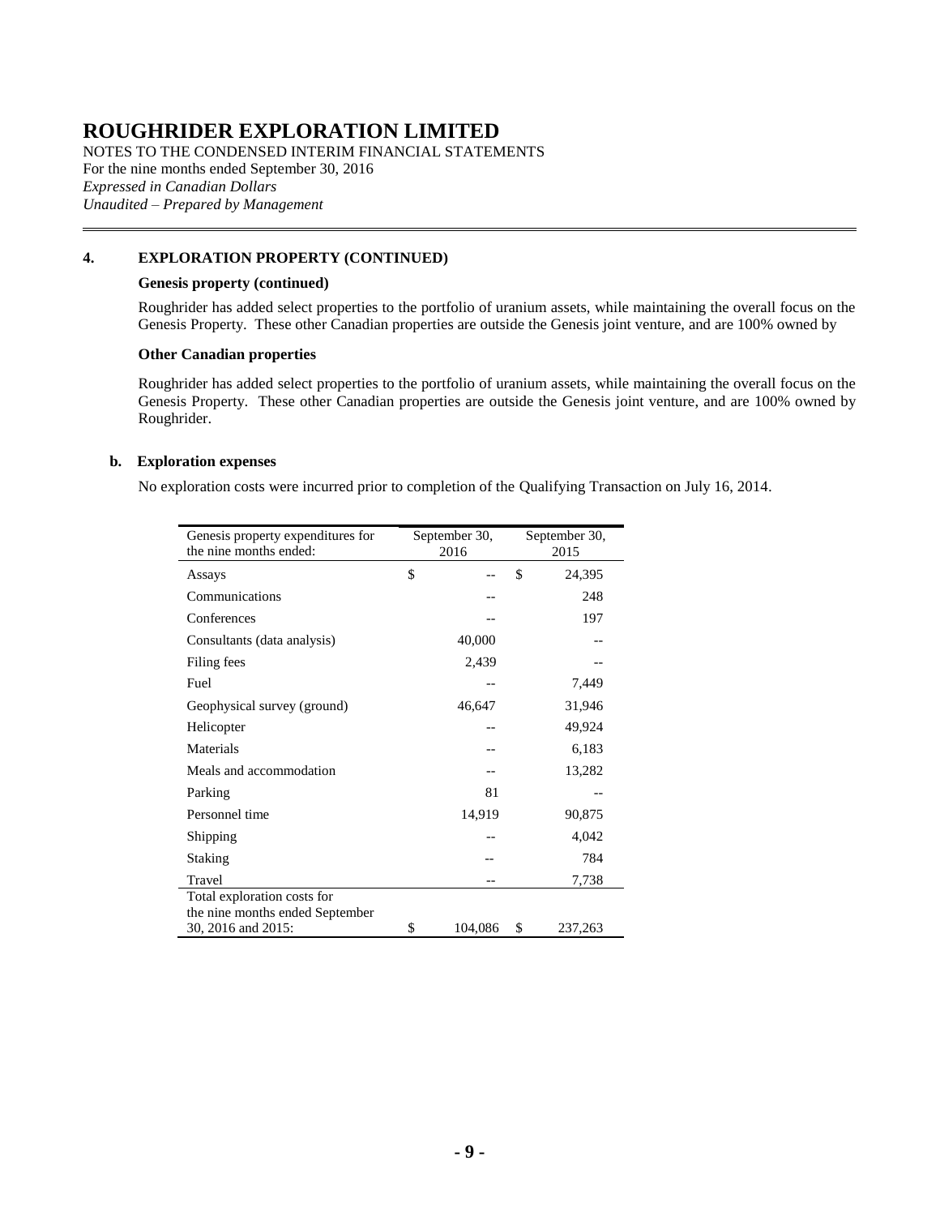## 4. EXPLORATION PROPERTY (CONTINUED)

**Genesis property (continued)**

Roughrider has added select properties to the portfolio of uranium assets, while maintaining the overall focus on the Genesis Property. These other Canadian properties are outside the Genesis joint venture, and are 100% owned by

**Other Canadian properties**

Roughrider has added select properties to the portfolio of uranium assets, while maintaining the overall focus on the Genesis Property. These other Canadian properties are outside the Genesis joint venture, and are 100% owned by Roughrider.

### b. Exploration expenses

No exploration costs were incurred prior to completion of the Qualifying Transaction on July 16, 2014.

| Genesis property expenditures for the nine months ended: | September 30, 2016 | September 30, 2015 |
|---|---|---|
| Assays | $ -- | $ 24,395 |
| Communications | -- | 248 |
| Conferences | -- | 197 |
| Consultants (data analysis) | 40,000 | -- |
| Filing fees | 2,439 | -- |
| Fuel | -- | 7,449 |
| Geophysical survey (ground) | 46,647 | 31,946 |
| Helicopter | -- | 49,924 |
| Materials | -- | 6,183 |
| Meals and accommodation | -- | 13,282 |
| Parking | 81 | -- |
| Personnel time | 14,919 | 90,875 |
| Shipping | -- | 4,042 |
| Staking | -- | 784 |
| Travel | -- | 7,738 |
| Total exploration costs for the nine months ended September 30, 2016 and 2015: | $ 104,086 | $ 237,263 |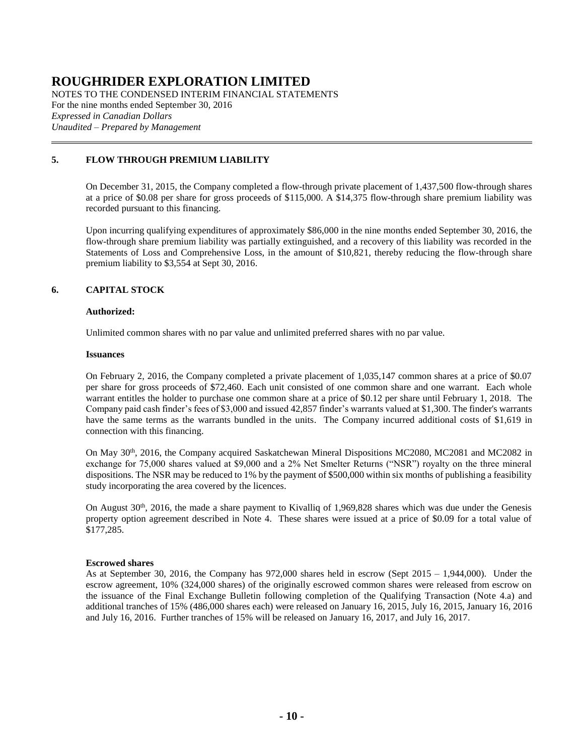## 5. FLOW THROUGH PREMIUM LIABILITY

On December 31, 2015, the Company completed a flow-through private placement of 1,437,500 flow-through shares at a price of \$0.08 per share for gross proceeds of \$115,000. A \$14,375 flow-through share premium liability was recorded pursuant to this financing.

Upon incurring qualifying expenditures of approximately \$86,000 in the nine months ended September 30, 2016, the flow-through share premium liability was partially extinguished, and a recovery of this liability was recorded in the Statements of Loss and Comprehensive Loss, in the amount of \$10,821, thereby reducing the flow-through share premium liability to \$3,554 at Sept 30, 2016.

## 6. CAPITAL STOCK

**Authorized:**

Unlimited common shares with no par value and unlimited preferred shares with no par value.

**Issuances**

On February 2, 2016, the Company completed a private placement of 1,035,147 common shares at a price of \$0.07 per share for gross proceeds of \$72,460. Each unit consisted of one common share and one warrant. Each whole warrant entitles the holder to purchase one common share at a price of \$0.12 per share until February 1, 2018. The Company paid cash finder's fees of \$3,000 and issued 42,857 finder's warrants valued at \$1,300. The finder's warrants have the same terms as the warrants bundled in the units. The Company incurred additional costs of \$1,619 in connection with this financing.

On May 30th, 2016, the Company acquired Saskatchewan Mineral Dispositions MC2080, MC2081 and MC2082 in exchange for 75,000 shares valued at \$9,000 and a 2% Net Smelter Returns ("NSR") royalty on the three mineral dispositions. The NSR may be reduced to 1% by the payment of \$500,000 within six months of publishing a feasibility study incorporating the area covered by the licences.

On August 30th, 2016, the made a share payment to Kivalliq of 1,969,828 shares which was due under the Genesis property option agreement described in Note 4. These shares were issued at a price of \$0.09 for a total value of \$177,285.

**Escrowed shares**

As at September 30, 2016, the Company has 972,000 shares held in escrow (Sept 2015 – 1,944,000). Under the escrow agreement, 10% (324,000 shares) of the originally escrowed common shares were released from escrow on the issuance of the Final Exchange Bulletin following completion of the Qualifying Transaction (Note 4.a) and additional tranches of 15% (486,000 shares each) were released on January 16, 2015, July 16, 2015, January 16, 2016 and July 16, 2016. Further tranches of 15% will be released on January 16, 2017, and July 16, 2017.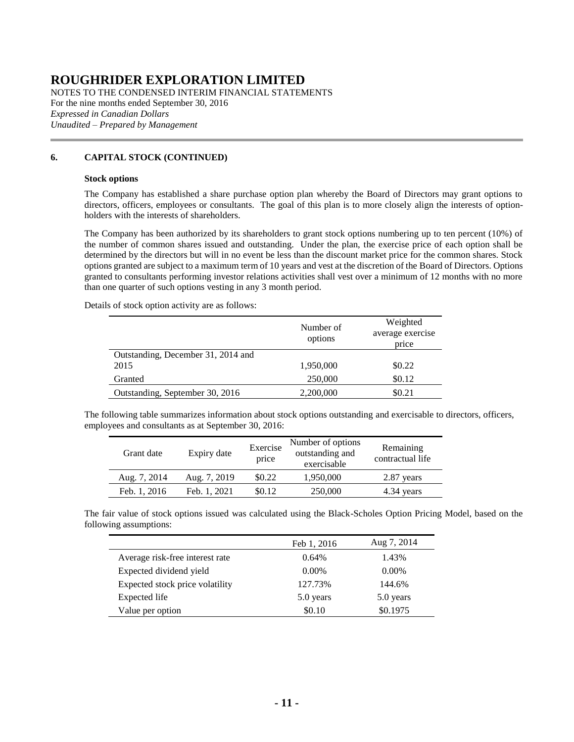# ROUGHRIDER EXPLORATION LIMITED

NOTES TO THE CONDENSED INTERIM FINANCIAL STATEMENTS
For the nine months ended September 30, 2016
*Expressed in Canadian Dollars*
*Unaudited – Prepared by Management*

## 6. CAPITAL STOCK (CONTINUED)

### Stock options

The Company has established a share purchase option plan whereby the Board of Directors may grant options to directors, officers, employees or consultants. The goal of this plan is to more closely align the interests of option-holders with the interests of shareholders.

The Company has been authorized by its shareholders to grant stock options numbering up to ten percent (10%) of the number of common shares issued and outstanding. Under the plan, the exercise price of each option shall be determined by the directors but will in no event be less than the discount market price for the common shares. Stock options granted are subject to a maximum term of 10 years and vest at the discretion of the Board of Directors. Options granted to consultants performing investor relations activities shall vest over a minimum of 12 months with no more than one quarter of such options vesting in any 3 month period.

Details of stock option activity are as follows:

| | Number of options | Weighted average exercise price |
|---|---|---|
| Outstanding, December 31, 2014 and 2015 | 1,950,000 | $0.22 |
| Granted | 250,000 | $0.12 |
| Outstanding, September 30, 2016 | 2,200,000 | $0.21 |

The following table summarizes information about stock options outstanding and exercisable to directors, officers, employees and consultants as at September 30, 2016:

| Grant date | Expiry date | Exercise price | Number of options outstanding and exercisable | Remaining contractual life |
|---|---|---|---|---|
| Aug. 7, 2014 | Aug. 7, 2019 | $0.22 | 1,950,000 | 2.87 years |
| Feb. 1, 2016 | Feb. 1, 2021 | $0.12 | 250,000 | 4.34 years |

The fair value of stock options issued was calculated using the Black-Scholes Option Pricing Model, based on the following assumptions:

| | Feb 1, 2016 | Aug 7, 2014 |
|---|---|---|
| Average risk-free interest rate | 0.64% | 1.43% |
| Expected dividend yield | 0.00% | 0.00% |
| Expected stock price volatility | 127.73% | 144.6% |
| Expected life | 5.0 years | 5.0 years |
| Value per option | $0.10 | $0.1975 |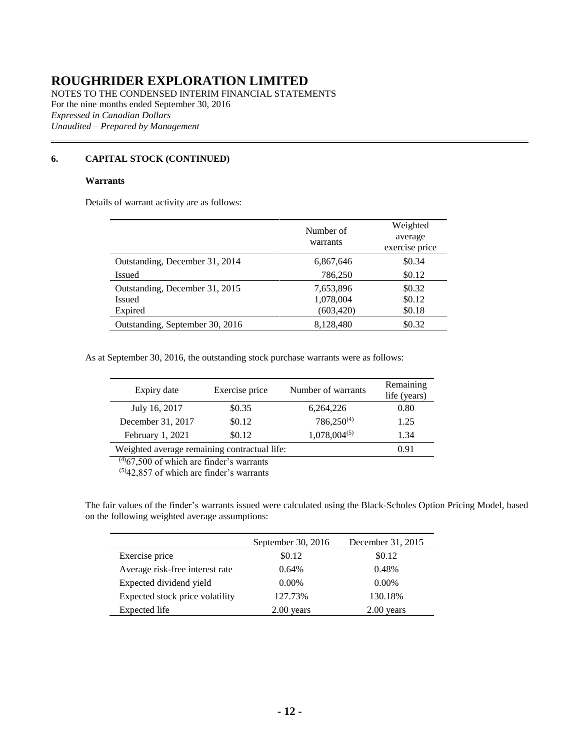# ROUGHRIDER EXPLORATION LIMITED

NOTES TO THE CONDENSED INTERIM FINANCIAL STATEMENTS
For the nine months ended September 30, 2016
*Expressed in Canadian Dollars*
*Unaudited – Prepared by Management*

## 6. CAPITAL STOCK (CONTINUED)

### Warrants

Details of warrant activity are as follows:

| | Number of warrants | Weighted average exercise price |
|---|---|---|
| Outstanding, December 31, 2014 | 6,867,646 | \$0.34 |
| Issued | 786,250 | \$0.12 |
| Outstanding, December 31, 2015 | 7,653,896 | \$0.32 |
| Issued | 1,078,004 | \$0.12 |
| Expired | (603,420) | \$0.18 |
| Outstanding, September 30, 2016 | 8,128,480 | \$0.32 |

As at September 30, 2016, the outstanding stock purchase warrants were as follows:

| Expiry date | Exercise price | Number of warrants | Remaining life (years) |
|---|---|---|---|
| July 16, 2017 | \$0.35 | 6,264,226 | 0.80 |
| December 31, 2017 | \$0.12 | 786,250[(4)] | 1.25 |
| February 1, 2021 | \$0.12 | 1,078,004[(5)] | 1.34 |
| Weighted average remaining contractual life: | | | 0.91 |

[(4)] 67,500 of which are finder's warrants
[(5)] 42,857 of which are finder's warrants

The fair values of the finder's warrants issued were calculated using the Black-Scholes Option Pricing Model, based on the following weighted average assumptions:

| | September 30, 2016 | December 31, 2015 |
|---|---|---|
| Exercise price | \$0.12 | \$0.12 |
| Average risk-free interest rate | 0.64% | 0.48% |
| Expected dividend yield | 0.00% | 0.00% |
| Expected stock price volatility | 127.73% | 130.18% |
| Expected life | 2.00 years | 2.00 years |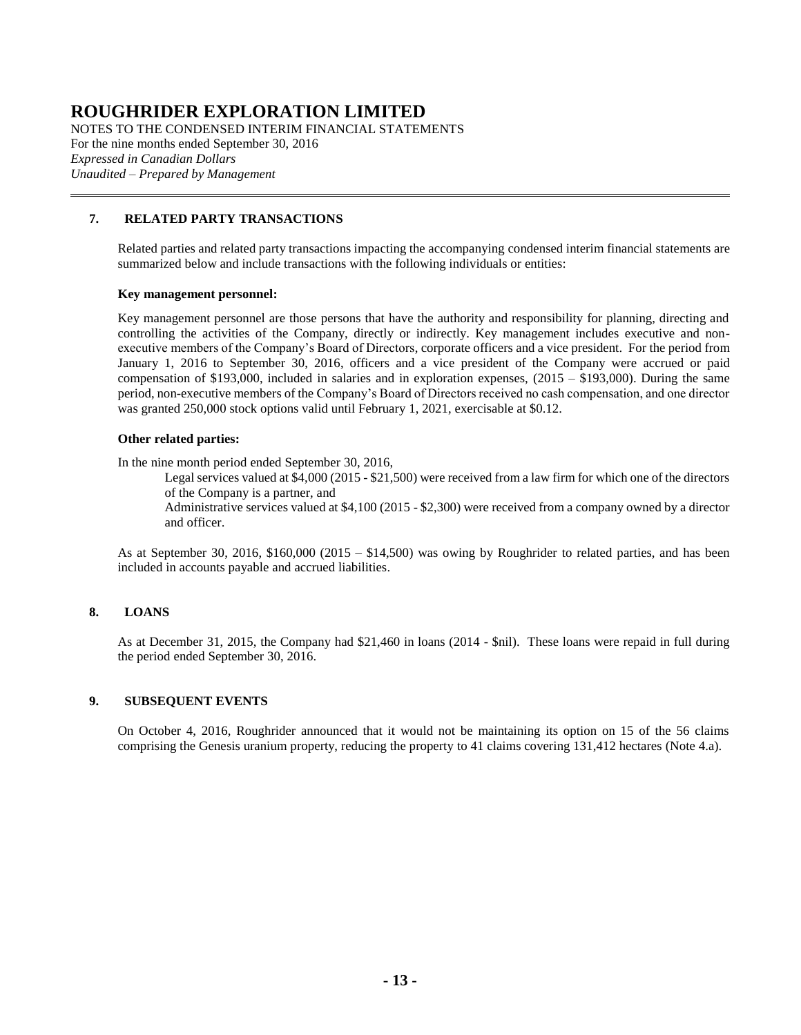## 7. RELATED PARTY TRANSACTIONS

Related parties and related party transactions impacting the accompanying condensed interim financial statements are summarized below and include transactions with the following individuals or entities:

**Key management personnel:**

Key management personnel are those persons that have the authority and responsibility for planning, directing and controlling the activities of the Company, directly or indirectly. Key management includes executive and non-executive members of the Company's Board of Directors, corporate officers and a vice president. For the period from January 1, 2016 to September 30, 2016, officers and a vice president of the Company were accrued or paid compensation of $193,000, included in salaries and in exploration expenses, (2015 – $193,000). During the same period, non-executive members of the Company's Board of Directors received no cash compensation, and one director was granted 250,000 stock options valid until February 1, 2021, exercisable at $0.12.

**Other related parties:**

In the nine month period ended September 30, 2016,

Legal services valued at $4,000 (2015 - $21,500) were received from a law firm for which one of the directors of the Company is a partner, and

Administrative services valued at $4,100 (2015 - $2,300) were received from a company owned by a director and officer.

As at September 30, 2016, $160,000 (2015 – $14,500) was owing by Roughrider to related parties, and has been included in accounts payable and accrued liabilities.

## 8. LOANS

As at December 31, 2015, the Company had $21,460 in loans (2014 - $nil). These loans were repaid in full during the period ended September 30, 2016.

## 9. SUBSEQUENT EVENTS

On October 4, 2016, Roughrider announced that it would not be maintaining its option on 15 of the 56 claims comprising the Genesis uranium property, reducing the property to 41 claims covering 131,412 hectares (Note 4.a).